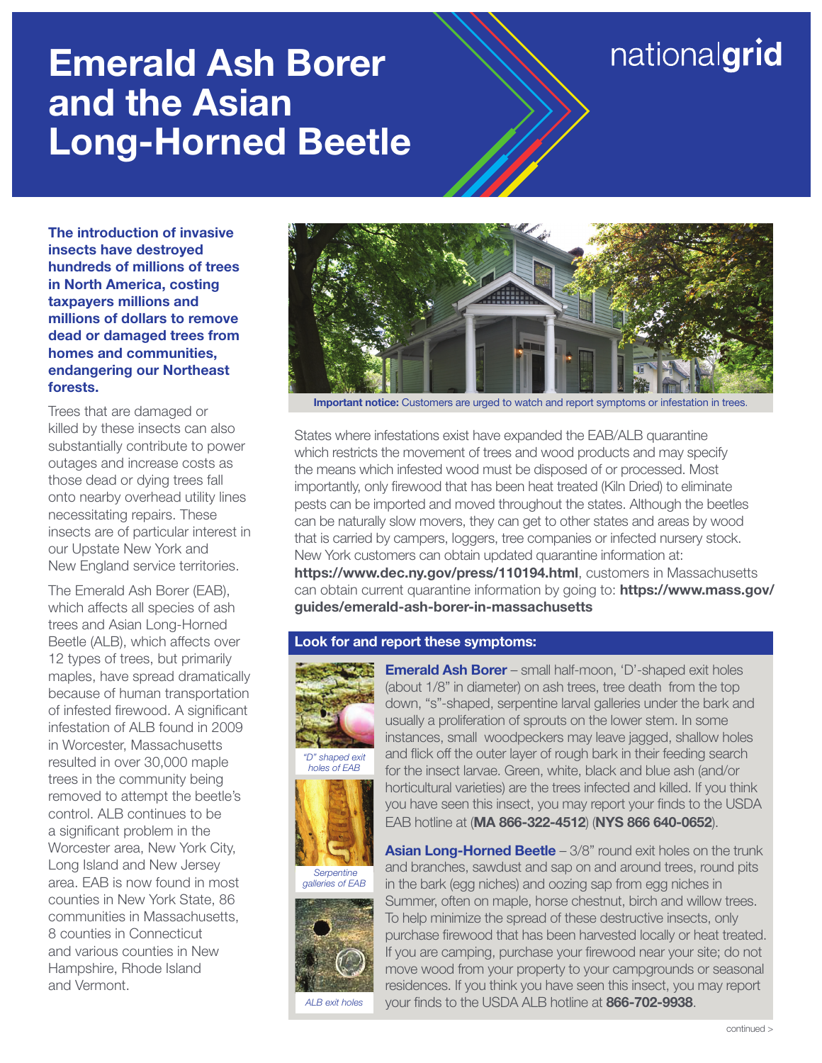# Emerald Ash Borer and the Asian Long-Horned Beetle

nationalgrid

**The introduction of invasive insects have destroyed hundreds of millions of trees in North America, costing taxpayers millions and millions of dollars to remove dead or damaged trees from homes and communities, endangering our Northeast forests.**

Trees that are damaged or killed by these insects can also substantially contribute to power outages and increase costs as those dead or dying trees fall onto nearby overhead utility lines necessitating repairs. These insects are of particular interest in our Upstate New York and New England service territories.

The Emerald Ash Borer (EAB), which affects all species of ash trees and Asian Long-Horned Beetle (ALB), which affects over 12 types of trees, but primarily maples, have spread dramatically because of human transportation of infested firewood. A significant infestation of ALB found in 2009 in Worcester, Massachusetts resulted in over 30,000 maple trees in the community being removed to attempt the beetle's control. ALB continues to be a significant problem in the Worcester area, New York City, Long Island and New Jersey area. EAB is now found in most counties in New York State, 86 communities in Massachusetts, 8 counties in Connecticut and various counties in New Hampshire, Rhode Island and Vermont.

**Important notice:** Customers are urged to watch and report symptoms or infestation in trees.

States where infestations exist have expanded the EAB/ALB quarantine which restricts the movement of trees and wood products and may specify the means which infested wood must be disposed of or processed. Most importantly, only firewood that has been heat treated (Kiln Dried) to eliminate pests can be imported and moved throughout the states. Although the beetles can be naturally slow movers, they can get to other states and areas by wood that is carried by campers, loggers, tree companies or infected nursery stock. New York customers can obtain updated quarantine information at: **https://www.dec.ny.gov/press/110194.html**, customers in Massachusetts can obtain current quarantine information by going to: **https://www.mass.gov/guides/emerald-ash-borer-in-massachusetts**

## Look for and report these symptoms:

*"D" shaped exit holes of EAB*

*Serpentine galleries of EAB*

*ALB exit holes*

**Emerald Ash Borer** – small half-moon, 'D'-shaped exit holes (about 1/8" in diameter) on ash trees, tree death from the top down, "s"-shaped, serpentine larval galleries under the bark and usually a proliferation of sprouts on the lower stem. In some instances, small woodpeckers may leave jagged, shallow holes and flick off the outer layer of rough bark in their feeding search for the insect larvae. Green, white, black and blue ash (and/or horticultural varieties) are the trees infected and killed. If you think you have seen this insect, you may report your finds to the USDA EAB hotline at (**MA 866-322-4512**) (**NYS 866 640-0652**).

**Asian Long-Horned Beetle** – 3/8" round exit holes on the trunk and branches, sawdust and sap on and around trees, round pits in the bark (egg niches) and oozing sap from egg niches in Summer, often on maple, horse chestnut, birch and willow trees. To help minimize the spread of these destructive insects, only purchase firewood that has been harvested locally or heat treated. If you are camping, purchase your firewood near your site; do not move wood from your property to your campgrounds or seasonal residences. If you think you have seen this insect, you may report your finds to the USDA ALB hotline at **866-702-9938**.

continued >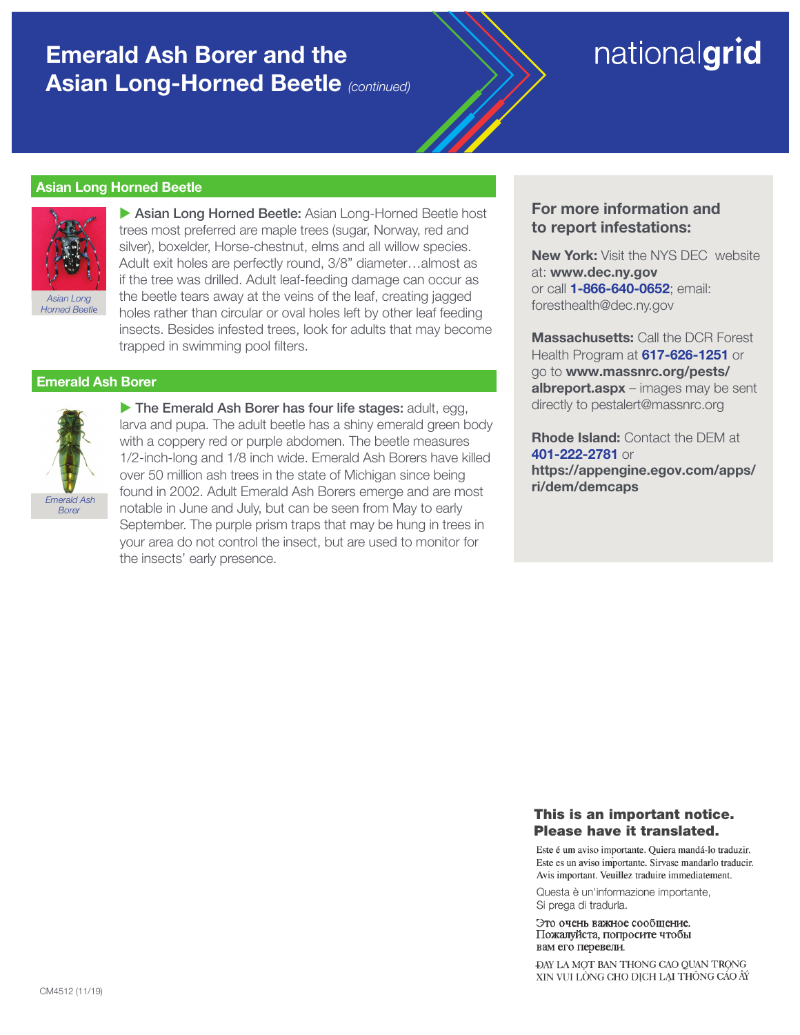# Emerald Ash Borer and the Asian Long-Horned Beetle *(continued)*

nationalgrid

## Asian Long Horned Beetle

*Asian Long Horned Beetle*

▶ **Asian Long Horned Beetle:** Asian Long-Horned Beetle host trees most preferred are maple trees (sugar, Norway, red and silver), boxelder, Horse-chestnut, elms and all willow species. Adult exit holes are perfectly round, 3/8" diameter…almost as if the tree was drilled. Adult leaf-feeding damage can occur as the beetle tears away at the veins of the leaf, creating jagged holes rather than circular or oval holes left by other leaf feeding insects. Besides infested trees, look for adults that may become trapped in swimming pool filters.

## Emerald Ash Borer

*Emerald Ash Borer*

▶ **The Emerald Ash Borer has four life stages:** adult, egg, larva and pupa. The adult beetle has a shiny emerald green body with a coppery red or purple abdomen. The beetle measures 1/2-inch-long and 1/8 inch wide. Emerald Ash Borers have killed over 50 million ash trees in the state of Michigan since being found in 2002. Adult Emerald Ash Borers emerge and are most notable in June and July, but can be seen from May to early September. The purple prism traps that may be hung in trees in your area do not control the insect, but are used to monitor for the insects' early presence.

## For more information and to report infestations:

**New York:** Visit the NYS DEC website at: **www.dec.ny.gov** or call **1-866-640-0652**; email: foresthealth@dec.ny.gov

**Massachusetts:** Call the DCR Forest Health Program at **617-626-1251** or go to **www.massnrc.org/pests/albreport.aspx** – images may be sent directly to pestalert@massnrc.org

**Rhode Island:** Contact the DEM at **401-222-2781** or **https://appengine.egov.com/apps/ri/dem/demcaps**

**This is an important notice. Please have it translated.**

Este é um aviso importante. Quiera mandá-lo traduzir.
Este es un aviso importante. Sirvase mandarlo traducir.
Avis important. Veuillez traduire immediatement.

Questa è un'informazione importante,
Si prega di tradurla.

Это очень важное сообщение.
Пожалуйста, попросите чтобы
вам его перевели.

ĐAY LA MỘT BAN THONG CAO QUAN TRỌNG
XIN VUI LÒNG CHO DỊCH LẠI THÔNG CÁO ẤY

CM4512 (11/19)